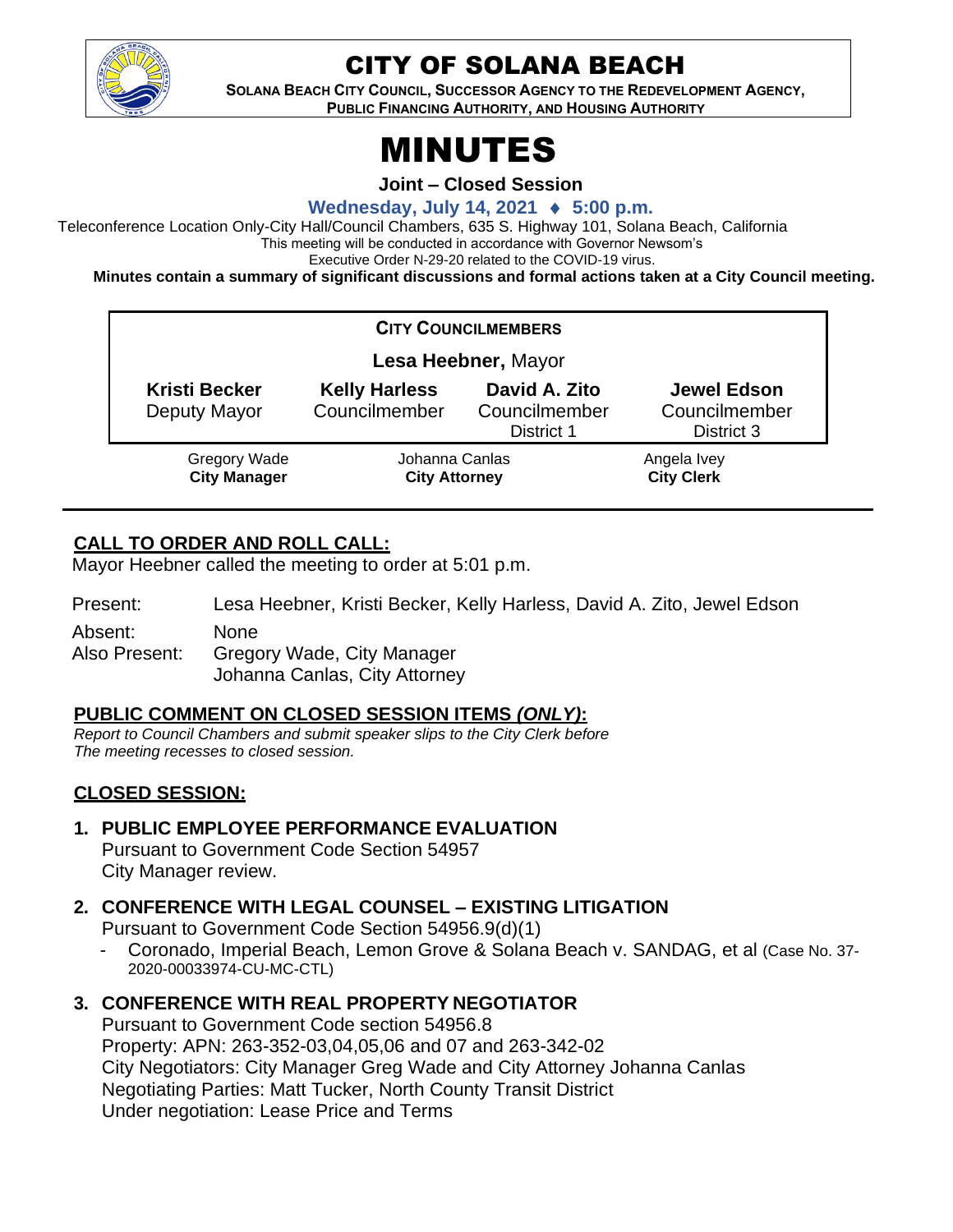# CITY OF SOLANA BEACH

**SOLANA BEACH CITY COUNCIL, SUCCESSOR AGENCY TO THE REDEVELOPMENT AGENCY, PUBLIC FINANCING AUTHORITY, AND HOUSING AUTHORITY**

# MINUTES

**Joint – Closed Session**

**Wednesday, July 14, 2021 ♦ 5:00 p.m.**

Teleconference Location Only-City Hall/Council Chambers, 635 S. Highway 101, Solana Beach, California
This meeting will be conducted in accordance with Governor Newsom's
Executive Order N-29-20 related to the COVID-19 virus.

**Minutes contain a summary of significant discussions and formal actions taken at a City Council meeting.**

**CITY COUNCILMEMBERS**

**Lesa Heebner,** Mayor

| **Kristi Becker** | **Kelly Harless** | **David A. Zito** | **Jewel Edson** |
|---|---|---|---|
| Deputy Mayor | Councilmember | Councilmember District 1 | Councilmember District 3 |

| Gregory Wade | Johanna Canlas | Angela Ivey |
|---|---|---|
| **City Manager** | **City Attorney** | **City Clerk** |

## CALL TO ORDER AND ROLL CALL:

Mayor Heebner called the meeting to order at 5:01 p.m.

Present: Lesa Heebner, Kristi Becker, Kelly Harless, David A. Zito, Jewel Edson

Absent: None

Also Present: Gregory Wade, City Manager
Johanna Canlas, City Attorney

## PUBLIC COMMENT ON CLOSED SESSION ITEMS *(ONLY)*:

*Report to Council Chambers and submit speaker slips to the City Clerk before The meeting recesses to closed session.*

## CLOSED SESSION:

**1. PUBLIC EMPLOYEE PERFORMANCE EVALUATION**
Pursuant to Government Code Section 54957
City Manager review.

**2. CONFERENCE WITH LEGAL COUNSEL – EXISTING LITIGATION**
Pursuant to Government Code Section 54956.9(d)(1)

- Coronado, Imperial Beach, Lemon Grove & Solana Beach v. SANDAG, et al (Case No. 37-2020-00033974-CU-MC-CTL)

**3. CONFERENCE WITH REAL PROPERTY NEGOTIATOR**
Pursuant to Government Code section 54956.8
Property: APN: 263-352-03,04,05,06 and 07 and 263-342-02
City Negotiators: City Manager Greg Wade and City Attorney Johanna Canlas
Negotiating Parties: Matt Tucker, North County Transit District
Under negotiation: Lease Price and Terms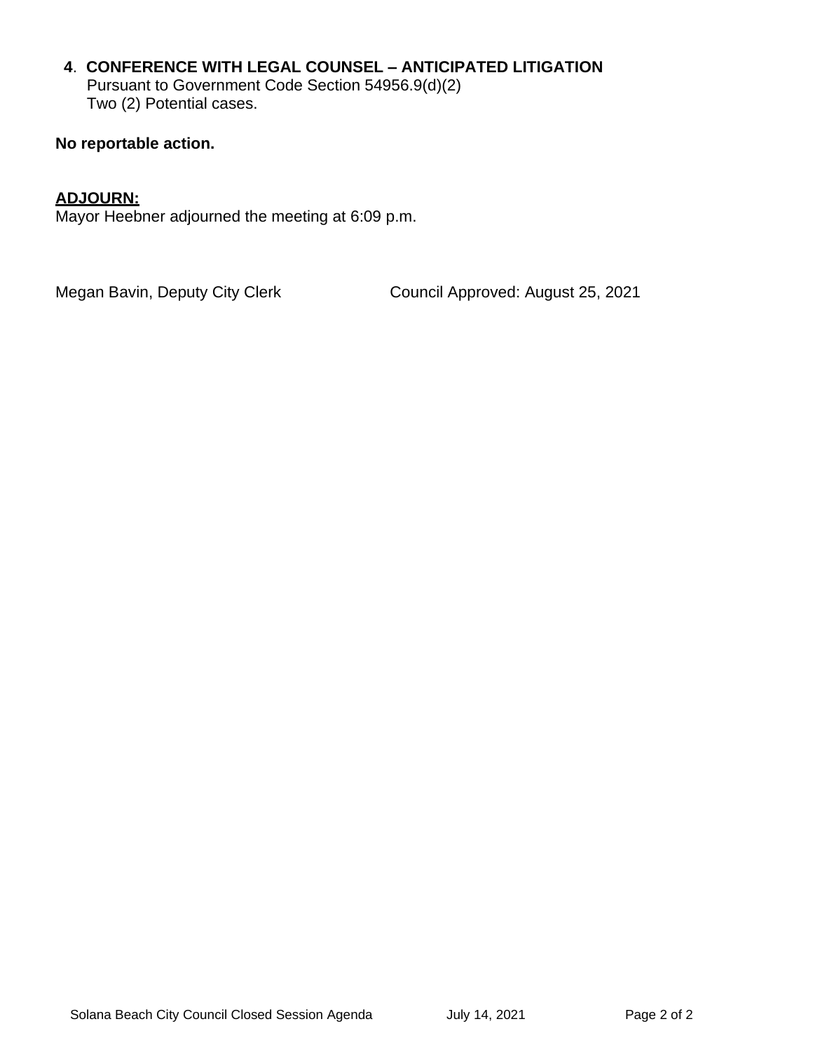**4. CONFERENCE WITH LEGAL COUNSEL – ANTICIPATED LITIGATION**
Pursuant to Government Code Section 54956.9(d)(2)
Two (2) Potential cases.

**No reportable action.**

**ADJOURN:**
Mayor Heebner adjourned the meeting at 6:09 p.m.

Megan Bavin, Deputy City Clerk　　　　Council Approved: August 25, 2021